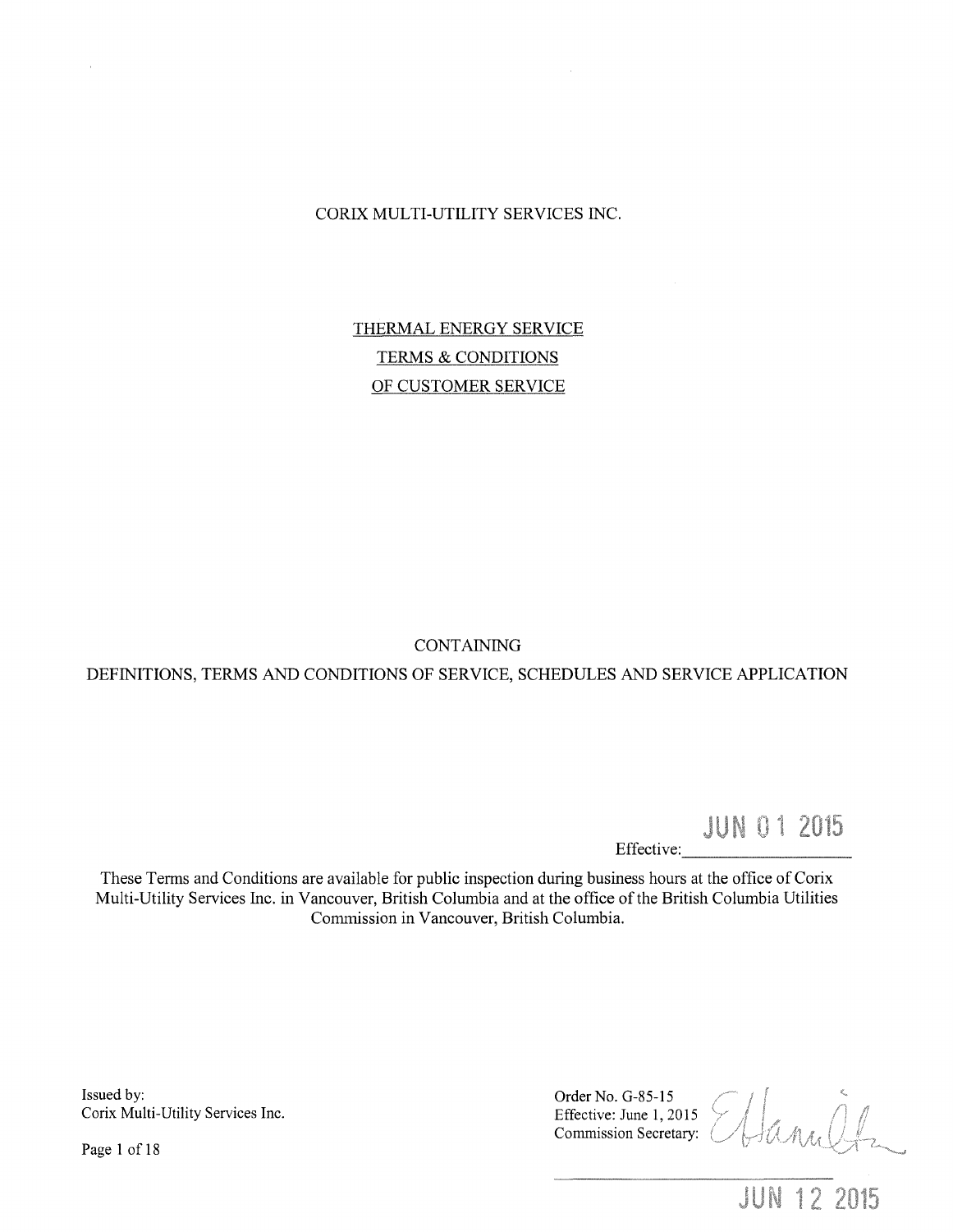CORIX MULTI-UTILITY SERVICES INC.

THERMAL ENERGY SERVICE

TERMS & CONDITIONS

OF CUSTOMER SERVICE

CONTAINING

DEFINITIONS, TERMS AND CONDITIONS OF SERVICE, SCHEDULES AND SERVICE APPLICATION

Effective: JUN 01 2015

These Terms and Conditions are available for public inspection during business hours at the office of Corix Multi-Utility Services Inc. in Vancouver, British Columbia and at the office of the British Columbia Utilities Commission in Vancouver, British Columbia.

Issued by:
Corix Multi-Utility Services Inc.

Order No. G-85-15
Effective: June 1, 2015
Commission Secretary:

JUN 12 2015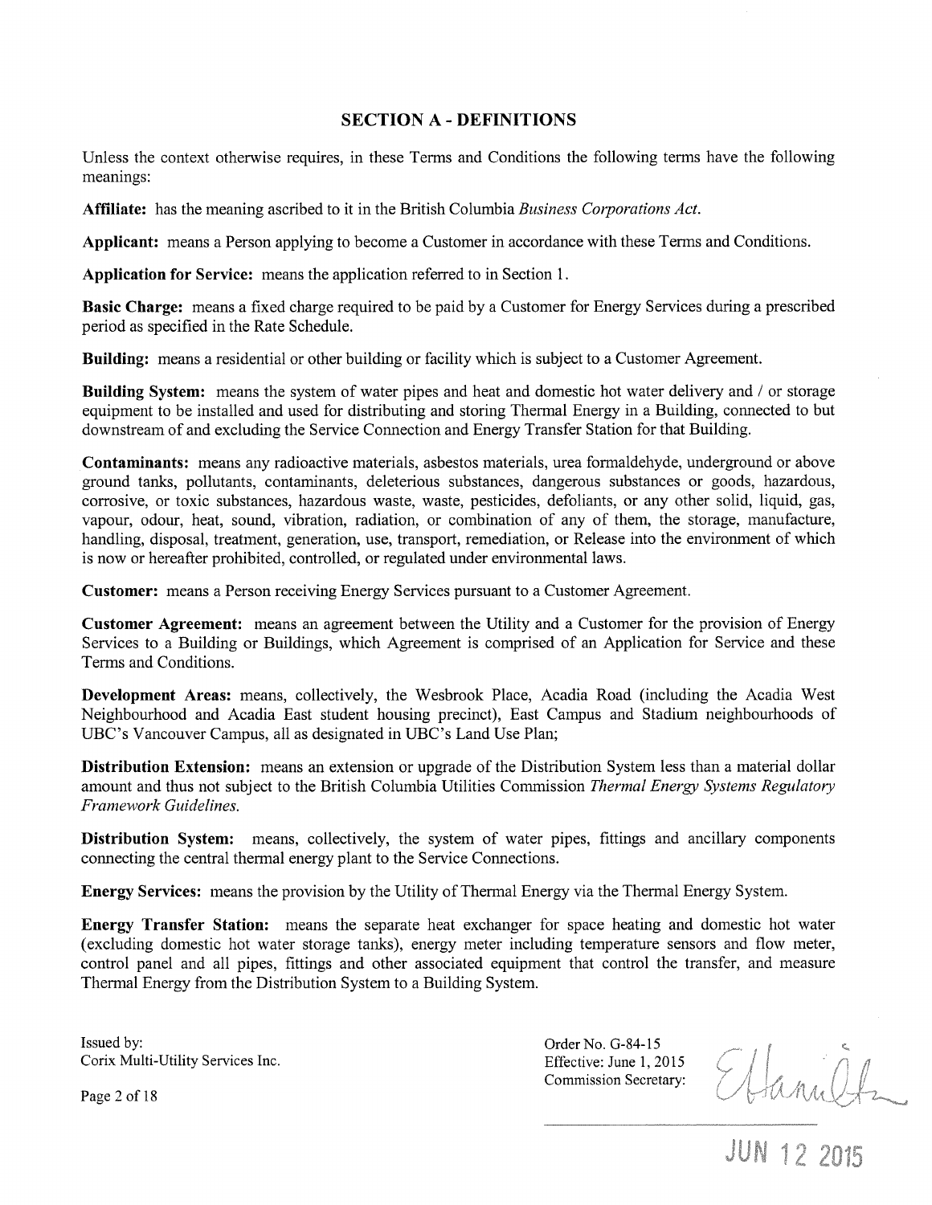## SECTION A - DEFINITIONS

Unless the context otherwise requires, in these Terms and Conditions the following terms have the following meanings:

**Affiliate:** has the meaning ascribed to it in the British Columbia *Business Corporations Act*.

**Applicant:** means a Person applying to become a Customer in accordance with these Terms and Conditions.

**Application for Service:** means the application referred to in Section 1.

**Basic Charge:** means a fixed charge required to be paid by a Customer for Energy Services during a prescribed period as specified in the Rate Schedule.

**Building:** means a residential or other building or facility which is subject to a Customer Agreement.

**Building System:** means the system of water pipes and heat and domestic hot water delivery and / or storage equipment to be installed and used for distributing and storing Thermal Energy in a Building, connected to but downstream of and excluding the Service Connection and Energy Transfer Station for that Building.

**Contaminants:** means any radioactive materials, asbestos materials, urea formaldehyde, underground or above ground tanks, pollutants, contaminants, deleterious substances, dangerous substances or goods, hazardous, corrosive, or toxic substances, hazardous waste, waste, pesticides, defoliants, or any other solid, liquid, gas, vapour, odour, heat, sound, vibration, radiation, or combination of any of them, the storage, manufacture, handling, disposal, treatment, generation, use, transport, remediation, or Release into the environment of which is now or hereafter prohibited, controlled, or regulated under environmental laws.

**Customer:** means a Person receiving Energy Services pursuant to a Customer Agreement.

**Customer Agreement:** means an agreement between the Utility and a Customer for the provision of Energy Services to a Building or Buildings, which Agreement is comprised of an Application for Service and these Terms and Conditions.

**Development Areas:** means, collectively, the Wesbrook Place, Acadia Road (including the Acadia West Neighbourhood and Acadia East student housing precinct), East Campus and Stadium neighbourhoods of UBC's Vancouver Campus, all as designated in UBC's Land Use Plan;

**Distribution Extension:** means an extension or upgrade of the Distribution System less than a material dollar amount and thus not subject to the British Columbia Utilities Commission *Thermal Energy Systems Regulatory Framework Guidelines.*

**Distribution System:** means, collectively, the system of water pipes, fittings and ancillary components connecting the central thermal energy plant to the Service Connections.

**Energy Services:** means the provision by the Utility of Thermal Energy via the Thermal Energy System.

**Energy Transfer Station:** means the separate heat exchanger for space heating and domestic hot water (excluding domestic hot water storage tanks), energy meter including temperature sensors and flow meter, control panel and all pipes, fittings and other associated equipment that control the transfer, and measure Thermal Energy from the Distribution System to a Building System.

Issued by:
Corix Multi-Utility Services Inc.

Order No. G-84-15
Effective: June 1, 2015
Commission Secretary:

JUN 12 2015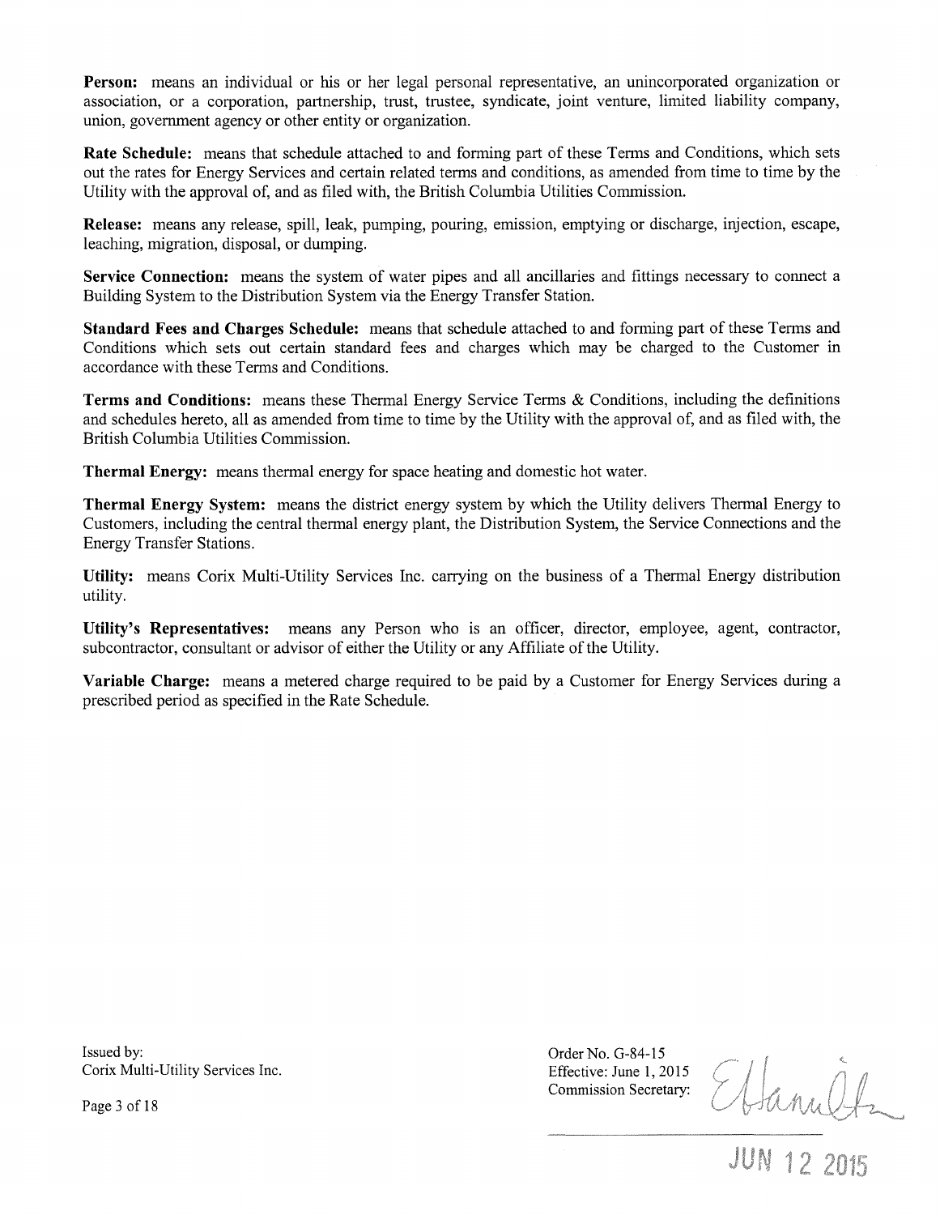**Person:** means an individual or his or her legal personal representative, an unincorporated organization or association, or a corporation, partnership, trust, trustee, syndicate, joint venture, limited liability company, union, government agency or other entity or organization.

**Rate Schedule:** means that schedule attached to and forming part of these Terms and Conditions, which sets out the rates for Energy Services and certain related terms and conditions, as amended from time to time by the Utility with the approval of, and as filed with, the British Columbia Utilities Commission.

**Release:** means any release, spill, leak, pumping, pouring, emission, emptying or discharge, injection, escape, leaching, migration, disposal, or dumping.

**Service Connection:** means the system of water pipes and all ancillaries and fittings necessary to connect a Building System to the Distribution System via the Energy Transfer Station.

**Standard Fees and Charges Schedule:** means that schedule attached to and forming part of these Terms and Conditions which sets out certain standard fees and charges which may be charged to the Customer in accordance with these Terms and Conditions.

**Terms and Conditions:** means these Thermal Energy Service Terms & Conditions, including the definitions and schedules hereto, all as amended from time to time by the Utility with the approval of, and as filed with, the British Columbia Utilities Commission.

**Thermal Energy:** means thermal energy for space heating and domestic hot water.

**Thermal Energy System:** means the district energy system by which the Utility delivers Thermal Energy to Customers, including the central thermal energy plant, the Distribution System, the Service Connections and the Energy Transfer Stations.

**Utility:** means Corix Multi-Utility Services Inc. carrying on the business of a Thermal Energy distribution utility.

**Utility's Representatives:** means any Person who is an officer, director, employee, agent, contractor, subcontractor, consultant or advisor of either the Utility or any Affiliate of the Utility.

**Variable Charge:** means a metered charge required to be paid by a Customer for Energy Services during a prescribed period as specified in the Rate Schedule.

Issued by:
Corix Multi-Utility Services Inc.

Order No. G-84-15
Effective: June 1, 2015
Commission Secretary:

JUN 12 2015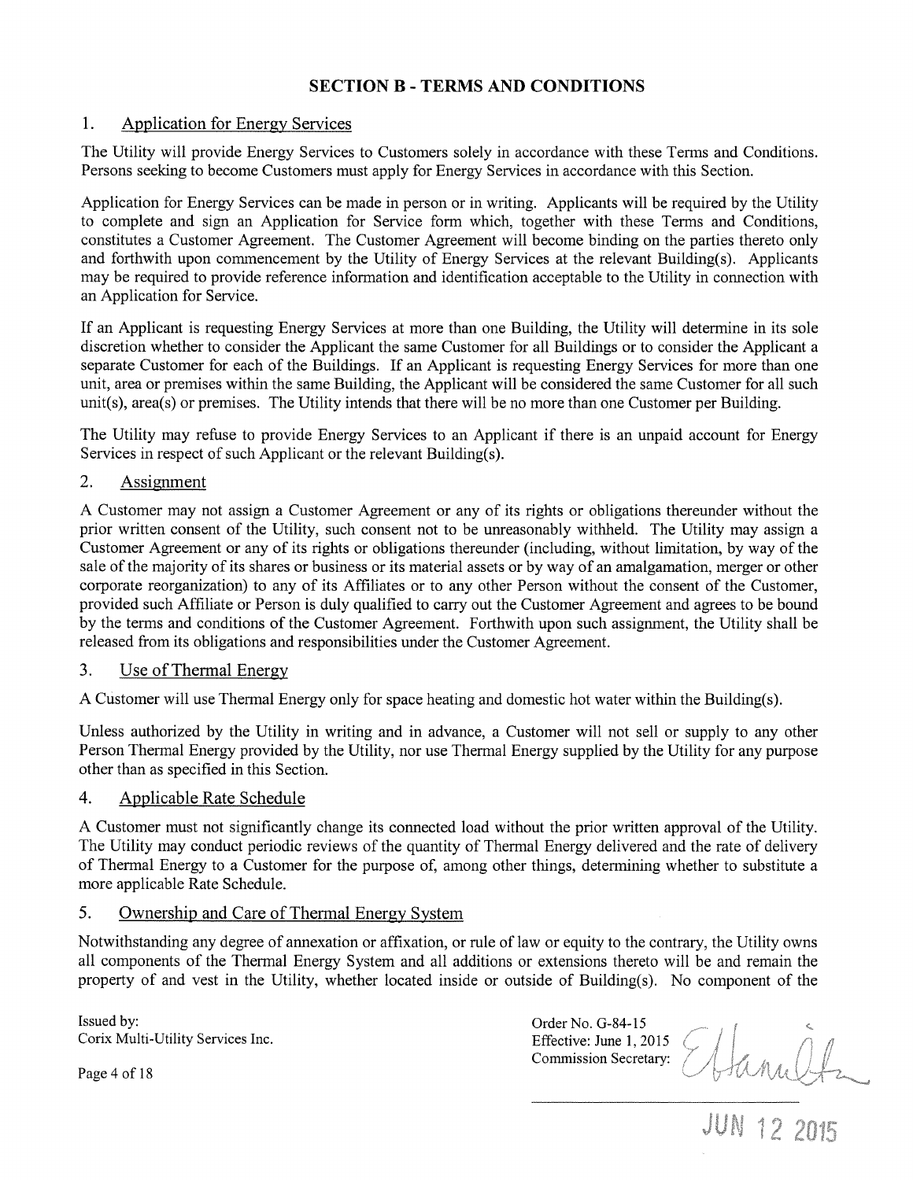## SECTION B - TERMS AND CONDITIONS

### 1. Application for Energy Services

The Utility will provide Energy Services to Customers solely in accordance with these Terms and Conditions. Persons seeking to become Customers must apply for Energy Services in accordance with this Section.

Application for Energy Services can be made in person or in writing. Applicants will be required by the Utility to complete and sign an Application for Service form which, together with these Terms and Conditions, constitutes a Customer Agreement. The Customer Agreement will become binding on the parties thereto only and forthwith upon commencement by the Utility of Energy Services at the relevant Building(s). Applicants may be required to provide reference information and identification acceptable to the Utility in connection with an Application for Service.

If an Applicant is requesting Energy Services at more than one Building, the Utility will determine in its sole discretion whether to consider the Applicant the same Customer for all Buildings or to consider the Applicant a separate Customer for each of the Buildings. If an Applicant is requesting Energy Services for more than one unit, area or premises within the same Building, the Applicant will be considered the same Customer for all such unit(s), area(s) or premises. The Utility intends that there will be no more than one Customer per Building.

The Utility may refuse to provide Energy Services to an Applicant if there is an unpaid account for Energy Services in respect of such Applicant or the relevant Building(s).

### 2. Assignment

A Customer may not assign a Customer Agreement or any of its rights or obligations thereunder without the prior written consent of the Utility, such consent not to be unreasonably withheld. The Utility may assign a Customer Agreement or any of its rights or obligations thereunder (including, without limitation, by way of the sale of the majority of its shares or business or its material assets or by way of an amalgamation, merger or other corporate reorganization) to any of its Affiliates or to any other Person without the consent of the Customer, provided such Affiliate or Person is duly qualified to carry out the Customer Agreement and agrees to be bound by the terms and conditions of the Customer Agreement. Forthwith upon such assignment, the Utility shall be released from its obligations and responsibilities under the Customer Agreement.

### 3. Use of Thermal Energy

A Customer will use Thermal Energy only for space heating and domestic hot water within the Building(s).

Unless authorized by the Utility in writing and in advance, a Customer will not sell or supply to any other Person Thermal Energy provided by the Utility, nor use Thermal Energy supplied the Utility for any purpose other than as specified in this Section.

### 4. Applicable Rate Schedule

A Customer must not significantly change its connected load without the prior written approval of the Utility. The Utility may conduct periodic reviews of the quantity of Thermal Energy delivered and the rate of delivery of Thermal Energy to a Customer for the purpose of, among other things, determining whether to substitute a more applicable Rate Schedule.

### 5. Ownership and Care of Thermal Energy System

Notwithstanding any degree of annexation or affixation, or rule of law or equity to the contrary, the Utility owns all components of the Thermal Energy System and all additions or extensions thereto will be and remain the property of and vest in the Utility, whether located inside or outside of Building(s). No component of the

Issued by:
Corix Multi-Utility Services Inc.

Order No. G-84-15
Effective: June 1, 2015
Commission Secretary:

JUN 12 2015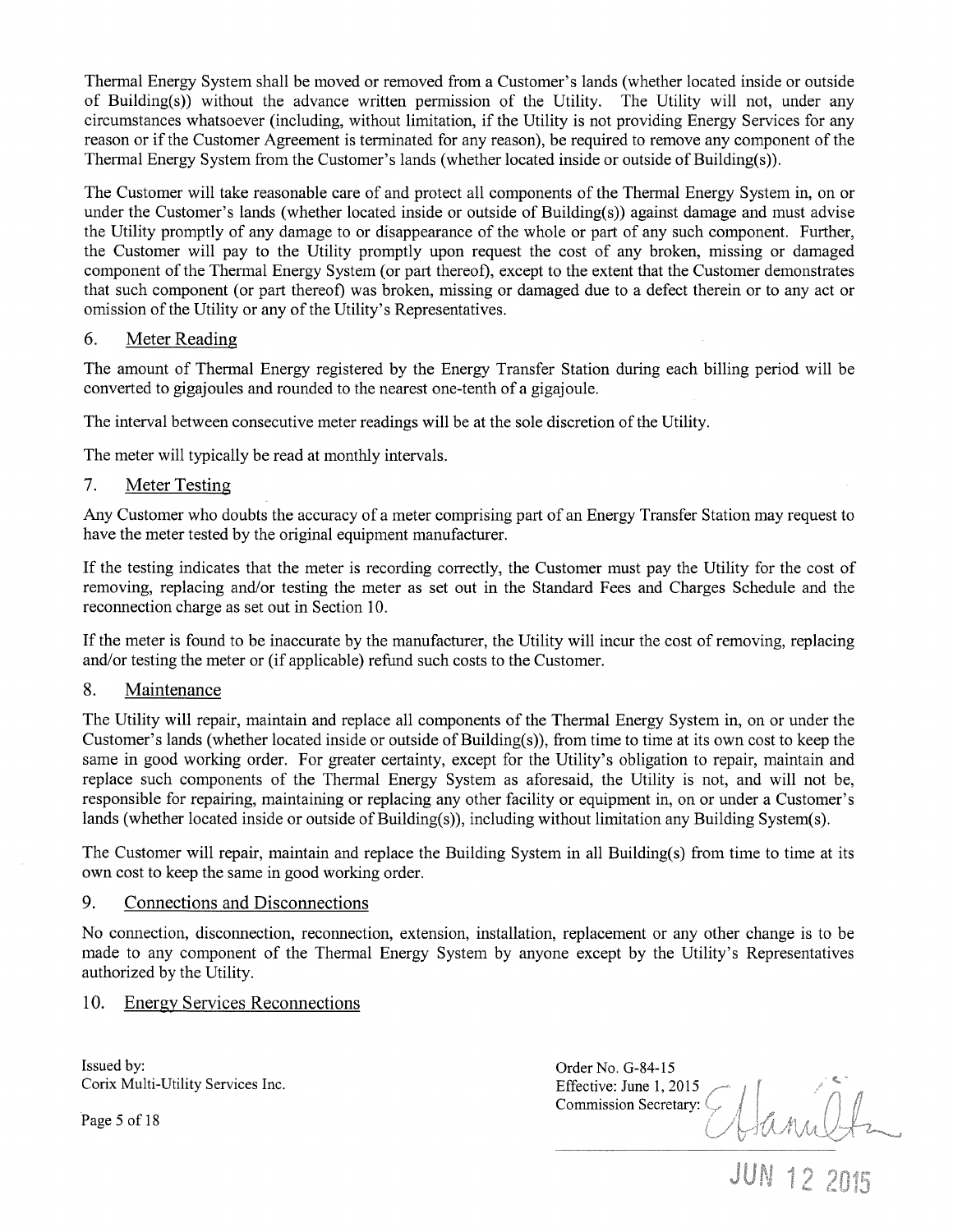Thermal Energy System shall be moved or removed from a Customer's lands (whether located inside or outside of Building(s)) without the advance written permission of the Utility. The Utility will not, under any circumstances whatsoever (including, without limitation, if the Utility is not providing Energy Services for any reason or if the Customer Agreement is terminated for any reason), be required to remove any component of the Thermal Energy System from the Customer's lands (whether located inside or outside of Building(s)).

The Customer will take reasonable care of and protect all components of the Thermal Energy System in, on or under the Customer's lands (whether located inside or outside of Building(s)) against damage and must advise the Utility promptly of any damage to or disappearance of the whole or part of any such component. Further, the Customer will pay to the Utility promptly upon request the cost of any broken, missing or damaged component of the Thermal Energy System (or part thereof), except to the extent that the Customer demonstrates that such component (or part thereof) was broken, missing or damaged due to a defect therein or to any act or omission of the Utility or any of the Utility's Representatives.

## 6. Meter Reading

The amount of Thermal Energy registered by the Energy Transfer Station during each billing period will be converted to gigajoules and rounded to the nearest one-tenth of a gigajoule.

The interval between consecutive meter readings will be at the sole discretion of the Utility.

The meter will typically be read at monthly intervals.

## 7. Meter Testing

Any Customer who doubts the accuracy of a meter comprising part of an Energy Transfer Station may request to have the meter tested by the original equipment manufacturer.

If the testing indicates that the meter is recording correctly, the Customer must pay the Utility for the cost of removing, replacing and/or testing the meter as set out in the Standard Fees and Charges Schedule and the reconnection charge as set out in Section 10.

If the meter is found to be inaccurate by the manufacturer, the Utility will incur the cost of removing, replacing and/or testing the meter or (if applicable) refund such costs to the Customer.

## 8. Maintenance

The Utility will repair, maintain and replace all components of the Thermal Energy System in, on or under the Customer's lands (whether located inside or outside of Building(s)), from time to time at its own cost to keep the same in good working order. For greater certainty, except for the Utility's obligation to repair, maintain and replace such components of the Thermal Energy System as aforesaid, the Utility is not, and will not be, responsible for repairing, maintaining or replacing any other facility or equipment in, on or under a Customer's lands (whether located inside or outside of Building(s)), including without limitation any Building System(s).

The Customer will repair, maintain and replace the Building System in all Building(s) from time to time at its own cost to keep the same in good working order.

## 9. Connections and Disconnections

No connection, disconnection, reconnection, extension, installation, replacement or any other change is to be made to any component of the Thermal Energy System by anyone except by the Utility's Representatives authorized by the Utility.

## 10. Energy Services Reconnections

Issued by:
Corix Multi-Utility Services Inc.

Order No. G-84-15
Effective: June 1, 2015
Commission Secretary:

JUN 12 2015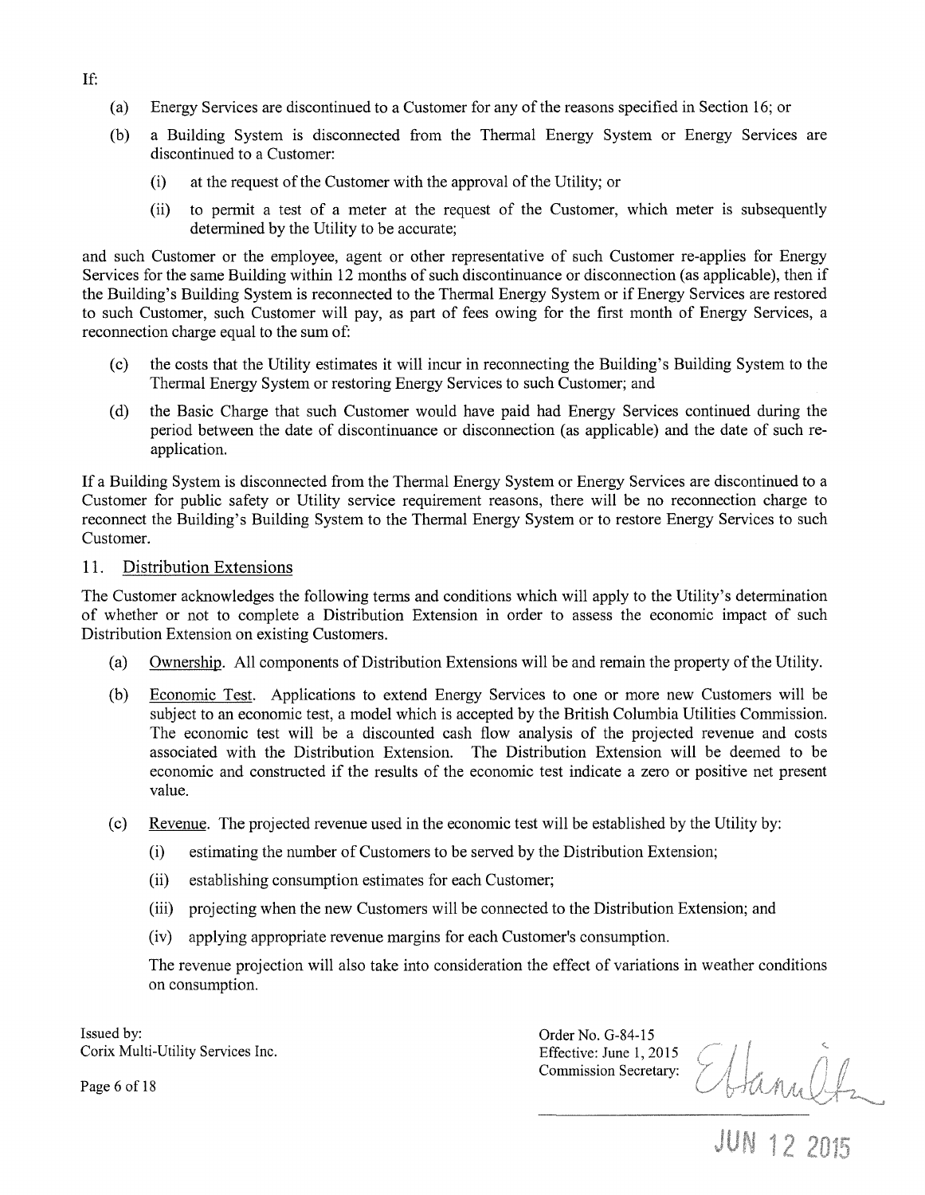If:

(a) Energy Services are discontinued to a Customer for any of the reasons specified in Section 16; or

(b) a Building System is disconnected from the Thermal Energy System or Energy Services are discontinued to a Customer:

   (i) at the request of the Customer with the approval of the Utility; or

   (ii) to permit a test of a meter at the request of the Customer, which meter is subsequently determined by the Utility to be accurate;

and such Customer or the employee, agent or other representative of such Customer re-applies for Energy Services for the same Building within 12 months of such discontinuance or disconnection (as applicable), then if the Building's Building System is reconnected to the Thermal Energy System or if Energy Services are restored to such Customer, such Customer will pay, as part of fees owing for the first month of Energy Services, a reconnection charge equal to the sum of:

(c) the costs that the Utility estimates it will incur in reconnecting the Building's Building System to the Thermal Energy System or restoring Energy Services to such Customer; and

(d) the Basic Charge that such Customer would have paid had Energy Services continued during the period between the date of discontinuance or disconnection (as applicable) and the date of such re-application.

If a Building System is disconnected from the Thermal Energy System or Energy Services are discontinued to a Customer for public safety or Utility service requirement reasons, there will be no reconnection charge to reconnect the Building's Building System to the Thermal Energy System or to restore Energy Services to such Customer.

## 11. Distribution Extensions

The Customer acknowledges the following terms and conditions which will apply to the Utility's determination of whether or not to complete a Distribution Extension in order to assess the economic impact of such Distribution Extension on existing Customers.

(a) Ownership. All components of Distribution Extensions will be and remain the property of the Utility.

(b) Economic Test. Applications to extend Energy Services to one or more new Customers will be subject to an economic test, a model which is accepted by the British Columbia Utilities Commission. The economic test will be a discounted cash flow analysis of the projected revenue and costs associated with the Distribution Extension. The Distribution Extension will be deemed to be economic and constructed if the results of the economic test indicate a zero or positive net present value.

(c) Revenue. The projected revenue used in the economic test will be established by the Utility by:

   (i) estimating the number of Customers to be served by the Distribution Extension;

   (ii) establishing consumption estimates for each Customer;

   (iii) projecting when the new Customers will be connected to the Distribution Extension; and

   (iv) applying appropriate revenue margins for each Customer's consumption.

   The revenue projection will also take into consideration the effect of variations in weather conditions on consumption.

Issued by:
Corix Multi-Utility Services Inc.

Order No. G-84-15
Effective: June 1, 2015
Commission Secretary:

JUN 12 2015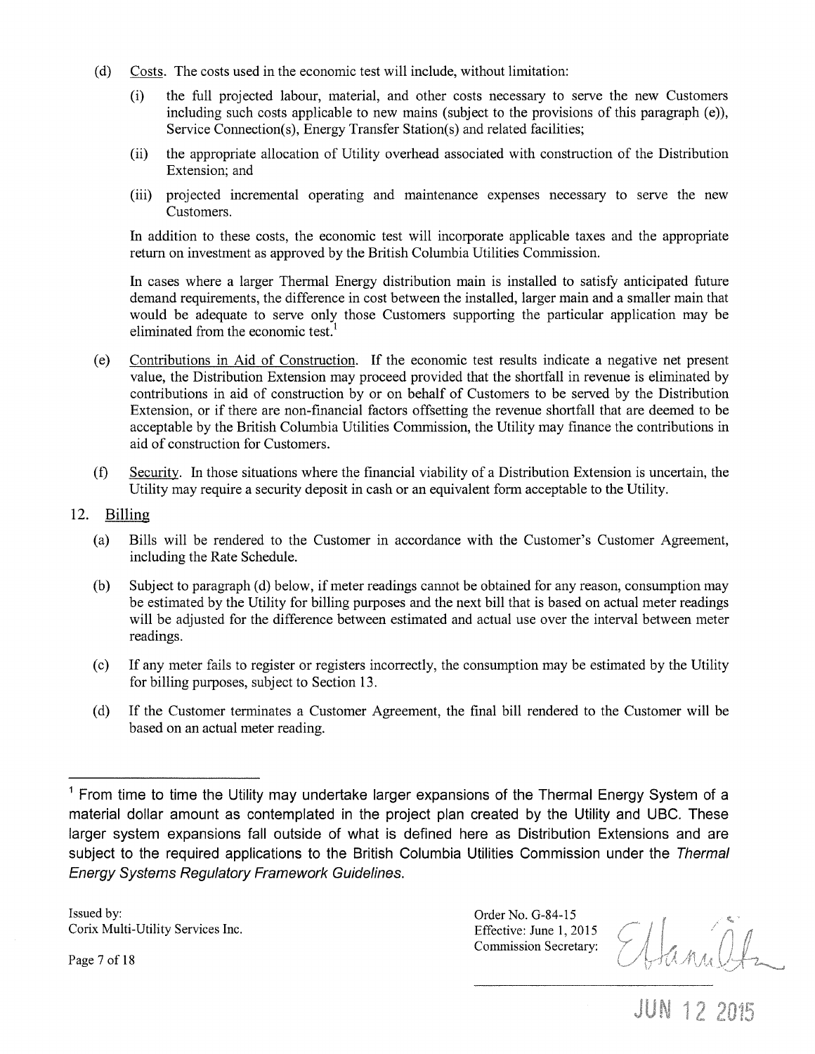(d) Costs. The costs used in the economic test will include, without limitation:

 (i) the full projected labour, material, and other costs necessary to serve the new Customers including such costs applicable to new mains (subject to the provisions of this paragraph (e)), Service Connection(s), Energy Transfer Station(s) and related facilities;

 (ii) the appropriate allocation of Utility overhead associated with construction of the Distribution Extension; and

 (iii) projected incremental operating and maintenance expenses necessary to serve the new Customers.

 In addition to these costs, the economic test will incorporate applicable taxes and the appropriate return on investment as approved by the British Columbia Utilities Commission.

 In cases where a larger Thermal Energy distribution main is installed to satisfy anticipated future demand requirements, the difference in cost between the installed, larger main and a smaller main that would be adequate to serve only those Customers supporting the particular application may be eliminated from the economic test.[1]

(e) Contributions in Aid of Construction. If the economic test results indicate a negative net present value, the Distribution Extension may proceed provided that the shortfall in revenue is eliminated by contributions in aid of construction by or on behalf of Customers to be served by the Distribution Extension, or if there are non-financial factors offsetting the revenue shortfall that are deemed to be acceptable by the British Columbia Utilities Commission, the Utility may finance the contributions in aid of construction for Customers.

(f) Security. In those situations where the financial viability of a Distribution Extension is uncertain, the Utility may require a security deposit in cash or an equivalent form acceptable to the Utility.

## 12. Billing

(a) Bills will be rendered to the Customer in accordance with the Customer's Customer Agreement, including the Rate Schedule.

(b) Subject to paragraph (d) below, if meter readings cannot be obtained for any reason, consumption may be estimated by the Utility for billing purposes and the next bill that is based on actual meter readings will be adjusted for the difference between estimated and actual use over the interval between meter readings.

(c) If any meter fails to register or registers incorrectly, the consumption may be estimated by the Utility for billing purposes, subject to Section 13.

(d) If the Customer terminates a Customer Agreement, the final bill rendered to the Customer will be based on an actual meter reading.

---

[1] From time to time the Utility may undertake larger expansions of the Thermal Energy System of a material dollar amount as contemplated in the project plan created by the Utility and UBC. These larger system expansions fall outside of what is defined here as Distribution Extensions and are subject to the required applications to the British Columbia Utilities Commission under the *Thermal Energy Systems Regulatory Framework Guidelines*.

Issued by:
Corix Multi-Utility Services Inc.

Order No. G-84-15
Effective: June 1, 2015
Commission Secretary:

JUN 12 2015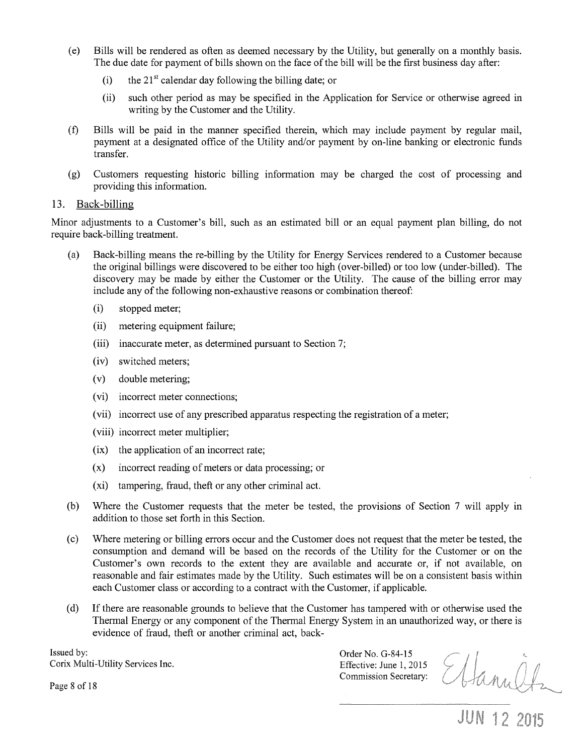(e) Bills will be rendered as often as deemed necessary by the Utility, but generally on a monthly basis. The due date for payment of bills shown on the face of the bill will be the first business day after:

   (i) the 21st calendar day following the billing date; or

   (ii) such other period as may be specified in the Application for Service or otherwise agreed in writing by the Customer and the Utility.

(f) Bills will be paid in the manner specified therein, which may include payment by regular mail, payment at a designated office of the Utility and/or payment by on-line banking or electronic funds transfer.

(g) Customers requesting historic billing information may be charged the cost of processing and providing this information.

## 13. Back-billing

Minor adjustments to a Customer's bill, such as an estimated bill or an equal payment plan billing, do not require back-billing treatment.

(a) Back-billing means the re-billing by the Utility for Energy Services rendered to a Customer because the original billings were discovered to be either too high (over-billed) or too low (under-billed). The discovery may be made by either the Customer or the Utility. The cause of the billing error may include any of the following non-exhaustive reasons or combination thereof:

   (i) stopped meter;

   (ii) metering equipment failure;

   (iii) inaccurate meter, as determined pursuant to Section 7;

   (iv) switched meters;

   (v) double metering;

   (vi) incorrect meter connections;

   (vii) incorrect use of any prescribed apparatus respecting the registration of a meter;

   (viii) incorrect meter multiplier;

   (ix) the application of an incorrect rate;

   (x) incorrect reading of meters or data processing; or

   (xi) tampering, fraud, theft or any other criminal act.

(b) Where the Customer requests that the meter be tested, the provisions of Section 7 will apply in addition to those set forth in this Section.

(c) Where metering or billing errors occur and the Customer does not request that the meter be tested, the consumption and demand will be based on the records of the Utility for the Customer or on the Customer's own records to the extent they are available and accurate or, if not available, on reasonable and fair estimates made by the Utility. Such estimates will be on a consistent basis within each Customer class or according to a contract with the Customer, if applicable.

(d) If there are reasonable grounds to believe that the Customer has tampered with or otherwise used the Thermal Energy or any component of the Thermal Energy System in an unauthorized way, or there is evidence of fraud, theft or another criminal act, back-

Issued by:
Corix Multi-Utility Services Inc.

Order No. G-84-15
Effective: June 1, 2015
Commission Secretary:

JUN 12 2015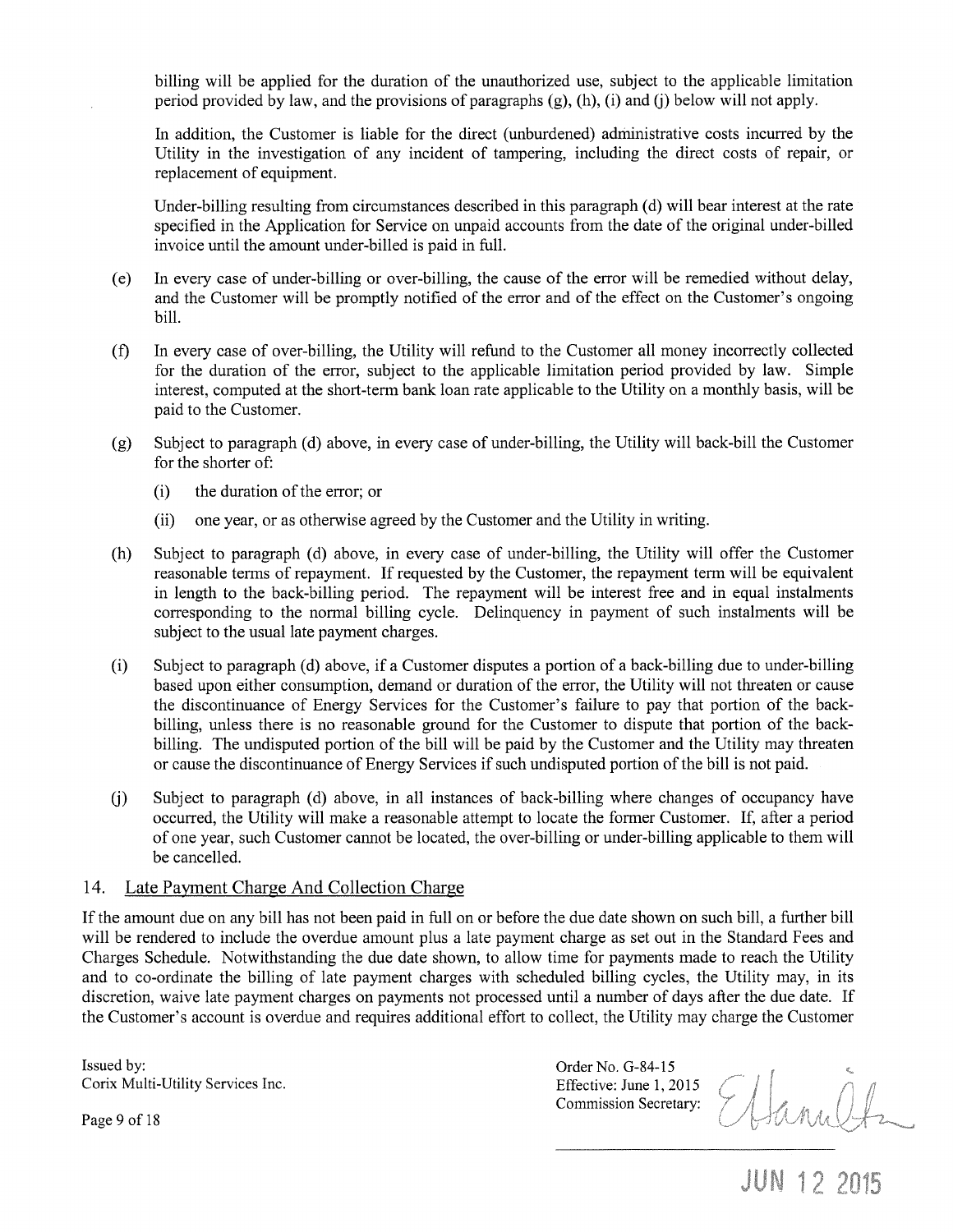billing will be applied for the duration of the unauthorized use, subject to the applicable limitation period provided by law, and the provisions of paragraphs (g), (h), (i) and (j) below will not apply.

In addition, the Customer is liable for the direct (unburdened) administrative costs incurred by the Utility in the investigation of any incident of tampering, including the direct costs of repair, or replacement of equipment.

Under-billing resulting from circumstances described in this paragraph (d) will bear interest at the rate specified in the Application for Service on unpaid accounts from the date of the original under-billed invoice until the amount under-billed is paid in full.

(e) In every case of under-billing or over-billing, the cause of the error will be remedied without delay, and the Customer will be promptly notified of the error and of the effect on the Customer's ongoing bill.

(f) In every case of over-billing, the Utility will refund to the Customer all money incorrectly collected for the duration of the error, subject to the applicable limitation period provided by law. Simple interest, computed at the short-term bank loan rate applicable to the Utility on a monthly basis, will be paid to the Customer.

(g) Subject to paragraph (d) above, in every case of under-billing, the Utility will back-bill the Customer for the shorter of:

   (i) the duration of the error; or

   (ii) one year, or as otherwise agreed by the Customer and the Utility in writing.

(h) Subject to paragraph (d) above, in every case of under-billing, the Utility will offer the Customer reasonable terms of repayment. If requested by the Customer, the repayment term will be equivalent in length to the back-billing period. The repayment will be interest free and in equal instalments corresponding to the normal billing cycle. Delinquency in payment of such instalments will be subject to the usual late payment charges.

(i) Subject to paragraph (d) above, if a Customer disputes a portion of a back-billing due to under-billing based upon either consumption, demand or duration of the error, the Utility will not threaten or cause the discontinuance of Energy Services for the Customer's failure to pay that portion of the back-billing, unless there is no reasonable ground for the Customer to dispute that portion of the back-billing. The undisputed portion of the bill will be paid by the Customer and the Utility may threaten or cause the discontinuance of Energy Services if such undisputed portion of the bill is not paid.

(j) Subject to paragraph (d) above, in all instances of back-billing where changes of occupancy have occurred, the Utility will make a reasonable attempt to locate the former Customer. If, after a period of one year, such Customer cannot be located, the over-billing or under-billing applicable to them will be cancelled.

## 14. Late Payment Charge And Collection Charge

If the amount due on any bill has not been paid in full on or before the due date shown on such bill, a further bill will be rendered to include the overdue amount plus a late payment charge as set out in the Standard Fees and Charges Schedule. Notwithstanding the due date shown, to allow time for payments made to reach the Utility and to co-ordinate the billing of late payment charges with scheduled billing cycles, the Utility may, in its discretion, waive late payment charges on payments not processed until a number of days after the due date. If the Customer's account is overdue and requires additional effort to collect, the Utility may charge the Customer

Issued by:
Corix Multi-Utility Services Inc.

Order No. G-84-15
Effective: June 1, 2015
Commission Secretary:

JUN 12 2015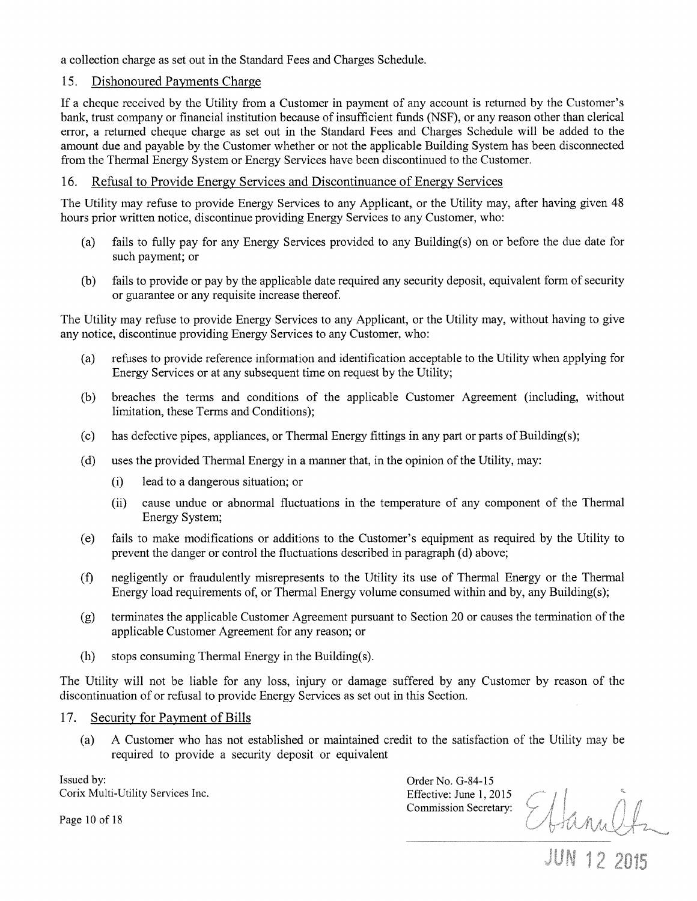a collection charge as set out in the Standard Fees and Charges Schedule.

## 15. Dishonoured Payments Charge

If a cheque received by the Utility from a Customer in payment of any account is returned by the Customer's bank, trust company or financial institution because of insufficient funds (NSF), or any reason other than clerical error, a returned cheque charge as set out in the Standard Fees and Charges Schedule will be added to the amount due and payable by the Customer whether or not the applicable Building System has been disconnected from the Thermal Energy System or Energy Services have been discontinued to the Customer.

## 16. Refusal to Provide Energy Services and Discontinuance of Energy Services

The Utility may refuse to provide Energy Services to any Applicant, or the Utility may, after having given 48 hours prior written notice, discontinue providing Energy Services to any Customer, who:

(a) fails to fully pay for any Energy Services provided to any Building(s) on or before the due date for such payment; or

(b) fails to provide or pay by the applicable date required any security deposit, equivalent form of security or guarantee or any requisite increase thereof.

The Utility may refuse to provide Energy Services to any Applicant, or the Utility may, without having to give any notice, discontinue providing Energy Services to any Customer, who:

(a) refuses to provide reference information and identification acceptable to the Utility when applying for Energy Services or at any subsequent time on request by the Utility;

(b) breaches the terms and conditions of the applicable Customer Agreement (including, without limitation, these Terms and Conditions);

(c) has defective pipes, appliances, or Thermal Energy fittings in any part or parts of Building(s);

(d) uses the provided Thermal Energy in a manner that, in the opinion of the Utility, may:

   (i) lead to a dangerous situation; or

   (ii) cause undue or abnormal fluctuations in the temperature of any component of the Thermal Energy System;

(e) fails to make modifications or additions to the Customer's equipment as required by the Utility to prevent the danger or control the fluctuations described in paragraph (d) above;

(f) negligently or fraudulently misrepresents to the Utility its use of Thermal Energy or the Thermal Energy load requirements of, or Thermal Energy volume consumed within and by, any Building(s);

(g) terminates the applicable Customer Agreement pursuant to Section 20 or causes the termination of the applicable Customer Agreement for any reason; or

(h) stops consuming Thermal Energy in the Building(s).

The Utility will not be liable for any loss, injury or damage suffered by any Customer by reason of the discontinuation of or refusal to provide Energy Services as set out in this Section.

## 17. Security for Payment of Bills

(a) A Customer who has not established or maintained credit to the satisfaction of the Utility may be required to provide a security deposit or equivalent

Issued by:
Corix Multi-Utility Services Inc.

Order No. G-84-15
Effective: June 1, 2015
Commission Secretary:

JUN 12 2015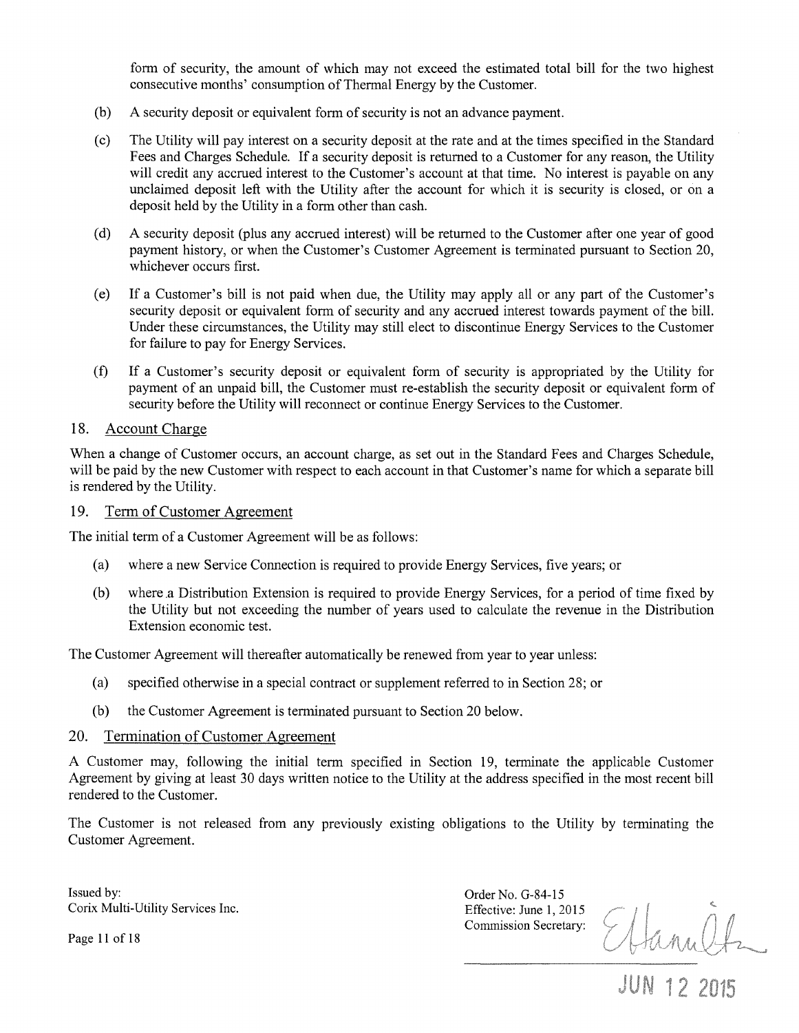form of security, the amount of which may not exceed the estimated total bill for the two highest consecutive months' consumption of Thermal Energy by the Customer.

(b) A security deposit or equivalent form of security is not an advance payment.

(c) The Utility will pay interest on a security deposit at the rate and at the times specified in the Standard Fees and Charges Schedule. If a security deposit is returned to a Customer for any reason, the Utility will credit any accrued interest to the Customer's account at that time. No interest is payable on any unclaimed deposit left with the Utility after the account for which it is security is closed, or on a deposit held by the Utility in a form other than cash.

(d) A security deposit (plus any accrued interest) will be returned to the Customer after one year of good payment history, or when the Customer's Customer Agreement is terminated pursuant to Section 20, whichever occurs first.

(e) If a Customer's bill is not paid when due, the Utility may apply all or any part of the Customer's security deposit or equivalent form of security and any accrued interest towards payment of the bill. Under these circumstances, the Utility may still elect to discontinue Energy Services to the Customer for failure to pay for Energy Services.

(f) If a Customer's security deposit or equivalent form of security is appropriated by the Utility for payment of an unpaid bill, the Customer must re-establish the security deposit or equivalent form of security before the Utility will reconnect or continue Energy Services to the Customer.

## 18. Account Charge

When a change of Customer occurs, an account charge, as set out in the Standard Fees and Charges Schedule, will be paid by the new Customer with respect to each account in that Customer's name for which a separate bill is rendered by the Utility.

## 19. Term of Customer Agreement

The initial term of a Customer Agreement will be as follows:

(a) where a new Service Connection is required to provide Energy Services, five years; or

(b) where a Distribution Extension is required to provide Energy Services, for a period of time fixed by the Utility but not exceeding the number of years used to calculate the revenue in the Distribution Extension economic test.

The Customer Agreement will thereafter automatically be renewed from year to year unless:

(a) specified otherwise in a special contract or supplement referred to in Section 28; or

(b) the Customer Agreement is terminated pursuant to Section 20 below.

## 20. Termination of Customer Agreement

A Customer may, following the initial term specified in Section 19, terminate the applicable Customer Agreement by giving at least 30 days written notice to the Utility at the address specified in the most recent bill rendered to the Customer.

The Customer is not released from any previously existing obligations to the Utility by terminating the Customer Agreement.

Issued by:
Corix Multi-Utility Services Inc.

Order No. G-84-15
Effective: June 1, 2015
Commission Secretary:

JUN 12 2015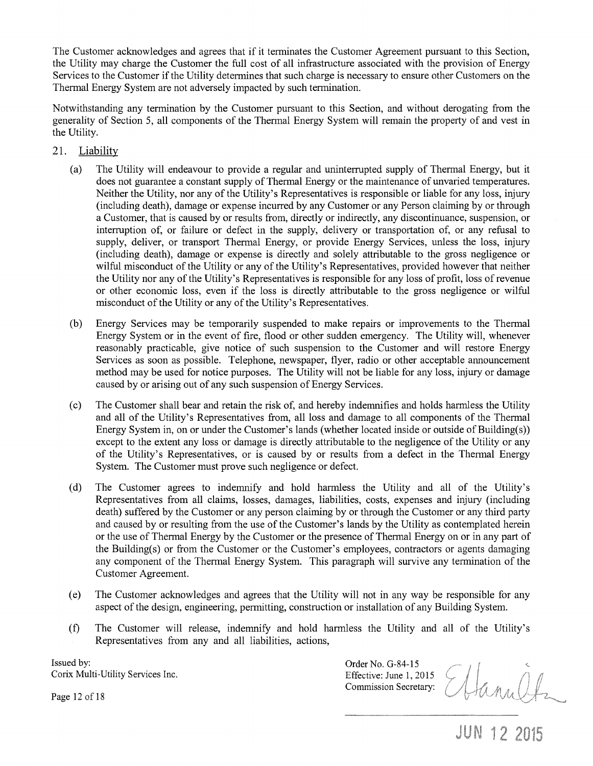The Customer acknowledges and agrees that if it terminates the Customer Agreement pursuant to this Section, the Utility may charge the Customer the full cost of all infrastructure associated with the provision of Energy Services to the Customer if the Utility determines that such charge is necessary to ensure other Customers on the Thermal Energy System are not adversely impacted by such termination.

Notwithstanding any termination by the Customer pursuant to this Section, and without derogating from the generality of Section 5, all components of the Thermal Energy System will remain the property of and vest in the Utility.

## 21. Liability

(a) The Utility will endeavour to provide a regular and uninterrupted supply of Thermal Energy, but it does not guarantee a constant supply of Thermal Energy or the maintenance of unvaried temperatures. Neither the Utility, nor any of the Utility's Representatives is responsible or liable for any loss, injury (including death), damage or expense incurred by any Customer or any Person claiming by or through a Customer, that is caused by or results from, directly or indirectly, any discontinuance, suspension, or interruption of, or failure or defect in the supply, delivery or transportation of, or any refusal to supply, deliver, or transport Thermal Energy, or provide Energy Services, unless the loss, injury (including death), damage or expense is directly and solely attributable to the gross negligence or wilful misconduct of the Utility or any of the Utility's Representatives, provided however that neither the Utility nor any of the Utility's Representatives is responsible for any loss of profit, loss of revenue or other economic loss, even if the loss is directly attributable to the gross negligence or wilful misconduct of the Utility or any of the Utility's Representatives.

(b) Energy Services may be temporarily suspended to make repairs or improvements to the Thermal Energy System or in the event of fire, flood or other sudden emergency. The Utility will, whenever reasonably practicable, give notice of such suspension to the Customer and will restore Energy Services as soon as possible. Telephone, newspaper, flyer, radio or other acceptable announcement method may be used for notice purposes. The Utility will not be liable for any loss, injury or damage caused by or arising out of any such suspension of Energy Services.

(c) The Customer shall bear and retain the risk of, and hereby indemnifies and holds harmless the Utility and all of the Utility's Representatives from, all loss and damage to all components of the Thermal Energy System in, on or under the Customer's lands (whether located inside or outside of Building(s)) except to the extent any loss or damage is directly attributable to the negligence of the Utility or any of the Utility's Representatives, or is caused by or results from a defect in the Thermal Energy System. The Customer must prove such negligence or defect.

(d) The Customer agrees to indemnify and hold harmless the Utility and all of the Utility's Representatives from all claims, losses, damages, liabilities, costs, expenses and injury (including death) suffered by the Customer or any person claiming by or through the Customer or any third party and caused by or resulting from the use of the Customer's lands by the Utility as contemplated herein or the use of Thermal Energy by the Customer or the presence of Thermal Energy on or in any part of the Building(s) or from the Customer or the Customer's employees, contractors or agents damaging any component of the Thermal Energy System. This paragraph will survive any termination of the Customer Agreement.

(e) The Customer acknowledges and agrees that the Utility will not in any way be responsible for any aspect of the design, engineering, permitting, construction or installation of any Building System.

(f) The Customer will release, indemnify and hold harmless the Utility and all of the Utility's Representatives from any and all liabilities, actions,

Issued by:
Corix Multi-Utility Services Inc.

Order No. G-84-15
Effective: June 1, 2015
Commission Secretary:

JUN 12 2015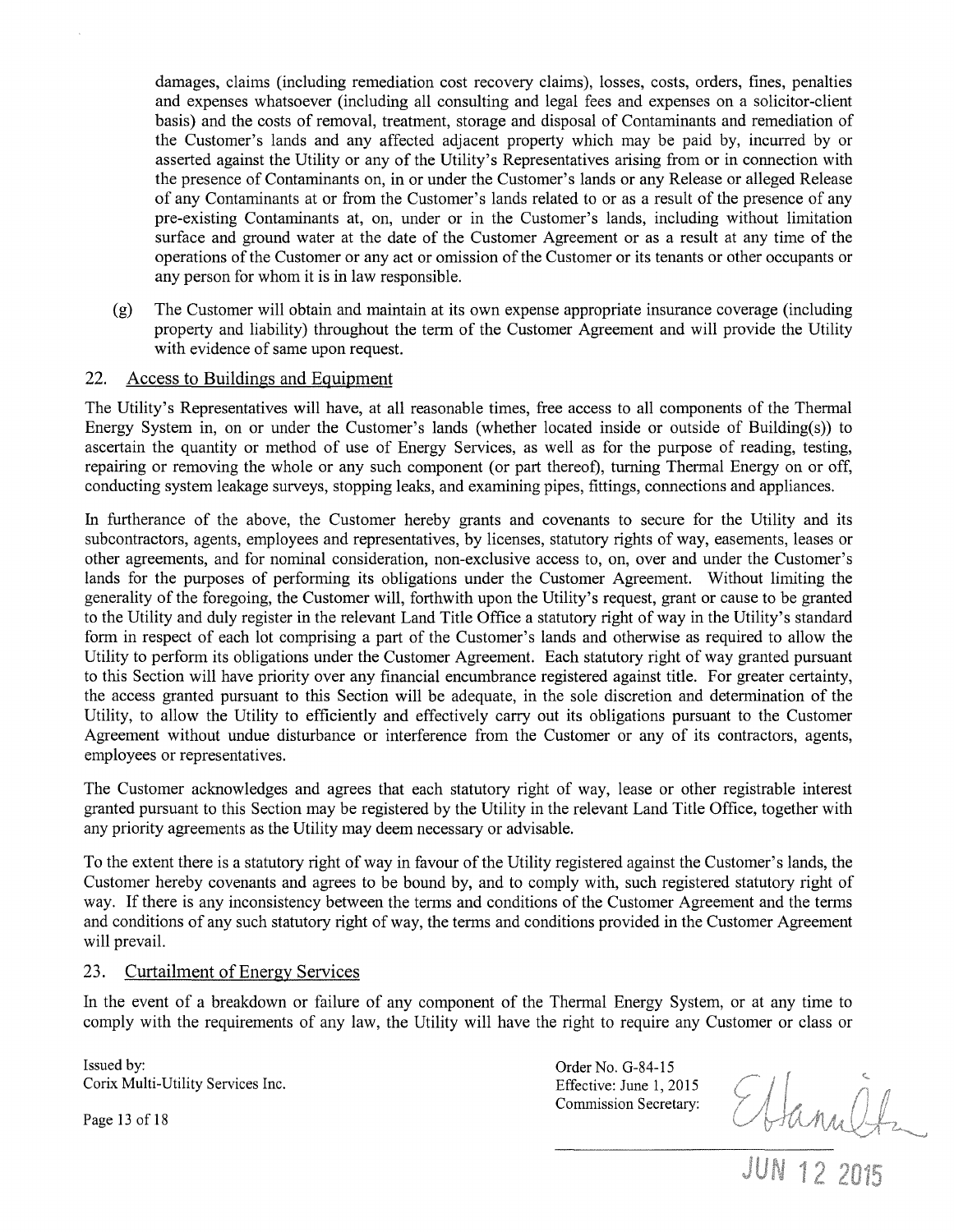damages, claims (including remediation cost recovery claims), losses, costs, orders, fines, penalties and expenses whatsoever (including all consulting and legal fees and expenses on a solicitor-client basis) and the costs of removal, treatment, storage and disposal of Contaminants and remediation of the Customer's lands and any affected adjacent property which may be paid by, incurred by or asserted against the Utility or any of the Utility's Representatives arising from or in connection with the presence of Contaminants on, in or under the Customer's lands or any Release or alleged Release of any Contaminants at or from the Customer's lands related to or as a result of the presence of any pre-existing Contaminants at, on, under or in the Customer's lands, including without limitation surface and ground water at the date of the Customer Agreement or as a result at any time of the operations of the Customer or any act or omission of the Customer or its tenants or other occupants or any person for whom it is in law responsible.

(g) The Customer will obtain and maintain at its own expense appropriate insurance coverage (including property and liability) throughout the term of the Customer Agreement and will provide the Utility with evidence of same upon request.

## 22. Access to Buildings and Equipment

The Utility's Representatives will have, at all reasonable times, free access to all components of the Thermal Energy System in, on or under the Customer's lands (whether located inside or outside of Building(s)) to ascertain the quantity or method of use of Energy Services, as well as for the purpose of reading, testing, repairing or removing the whole or any such component (or part thereof), turning Thermal Energy on or off, conducting system leakage surveys, stopping leaks, and examining pipes, fittings, connections and appliances.

In furtherance of the above, the Customer hereby grants and covenants to secure for the Utility and its subcontractors, agents, employees and representatives, by licenses, statutory rights of way, easements, leases or other agreements, and for nominal consideration, non-exclusive access to, on, over and under the Customer's lands for the purposes of performing its obligations under the Customer Agreement. Without limiting the generality of the foregoing, the Customer will, forthwith upon the Utility's request, grant or cause to be granted to the Utility and duly register in the relevant Land Title Office a statutory right of way in the Utility's standard form in respect of each lot comprising a part of the Customer's lands and otherwise as required to allow the Utility to perform its obligations under the Customer Agreement. Each statutory right of way granted pursuant to this Section will have priority over any financial encumbrance registered against title. For greater certainty, the access granted pursuant to this Section will be adequate, in the sole discretion and determination of the Utility, to allow the Utility to efficiently and effectively carry out its obligations pursuant to the Customer Agreement without undue disturbance or interference from the Customer or any of its contractors, agents, employees or representatives.

The Customer acknowledges and agrees that each statutory right of way, lease or other registrable interest granted pursuant to this Section may be registered by the Utility in the relevant Land Title Office, together with any priority agreements as the Utility may deem necessary or advisable.

To the extent there is a statutory right of way in favour of the Utility registered against the Customer's lands, the Customer hereby covenants and agrees to be bound by, and to comply with, such registered statutory right of way. If there is any inconsistency between the terms and conditions of the Customer Agreement and the terms and conditions of any such statutory right of way, the terms and conditions provided in the Customer Agreement will prevail.

## 23. Curtailment of Energy Services

In the event of a breakdown or failure of any component of the Thermal Energy System, or at any time to comply with the requirements of any law, the Utility will have the right to require any Customer or class or

Issued by:
Corix Multi-Utility Services Inc.

Order No. G-84-15
Effective: June 1, 2015
Commission Secretary:

JUN 12 2015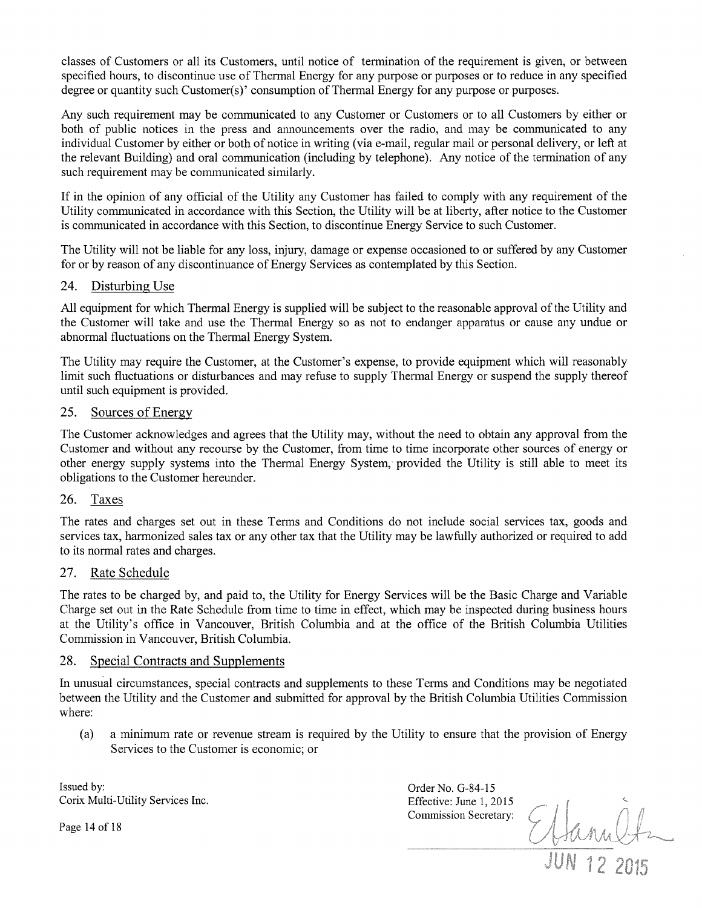classes of Customers or all its Customers, until notice of termination of the requirement is given, or between specified hours, to discontinue use of Thermal Energy for any purpose or purposes or to reduce in any specified degree or quantity such Customer(s)' consumption of Thermal Energy for any purpose or purposes.

Any such requirement may be communicated to any Customer or Customers or to all Customers by either or both of public notices in the press and announcements over the radio, and may be communicated to any individual Customer by either or both of notice in writing (via e-mail, regular mail or personal delivery, or left at the relevant Building) and oral communication (including by telephone). Any notice of the termination of any such requirement may be communicated similarly.

If in the opinion of any official of the Utility any Customer has failed to comply with any requirement of the Utility communicated in accordance with this Section, the Utility will be at liberty, after notice to the Customer is communicated in accordance with this Section, to discontinue Energy Service to such Customer.

The Utility will not be liable for any loss, injury, damage or expense occasioned to or suffered by any Customer for or by reason of any discontinuance of Energy Services as contemplated by this Section.

## 24. Disturbing Use

All equipment for which Thermal Energy is supplied will be subject to the reasonable approval of the Utility and the Customer will take and use the Thermal Energy so as not to endanger apparatus or cause any undue or abnormal fluctuations on the Thermal Energy System.

The Utility may require the Customer, at the Customer's expense, to provide equipment which will reasonably limit such fluctuations or disturbances and may refuse to supply Thermal Energy or suspend the supply thereof until such equipment is provided.

## 25. Sources of Energy

The Customer acknowledges and agrees that the Utility may, without the need to obtain any approval from the Customer and without any recourse by the Customer, from time to time incorporate other sources of energy or other energy supply systems into the Thermal Energy System, provided the Utility is still able to meet its obligations to the Customer hereunder.

## 26. Taxes

The rates and charges set out in these Terms and Conditions do not include social services tax, goods and services tax, harmonized sales tax or any other tax that the Utility may be lawfully authorized or required to add to its normal rates and charges.

## 27. Rate Schedule

The rates to be charged by, and paid to, the Utility for Energy Services will be the Basic Charge and Variable Charge set out in the Rate Schedule from time to time in effect, which may be inspected during business hours at the Utility's office in Vancouver, British Columbia and at the office of the British Columbia Utilities Commission in Vancouver, British Columbia.

## 28. Special Contracts and Supplements

In unusual circumstances, special contracts and supplements to these Terms and Conditions may be negotiated between the Utility and the Customer and submitted for approval by the British Columbia Utilities Commission where:

(a) a minimum rate or revenue stream is required by the Utility to ensure that the provision of Energy Services to the Customer is economic; or

Issued by:
Corix Multi-Utility Services Inc.

Order No. G-84-15
Effective: June 1, 2015
Commission Secretary:

JUN 12 2015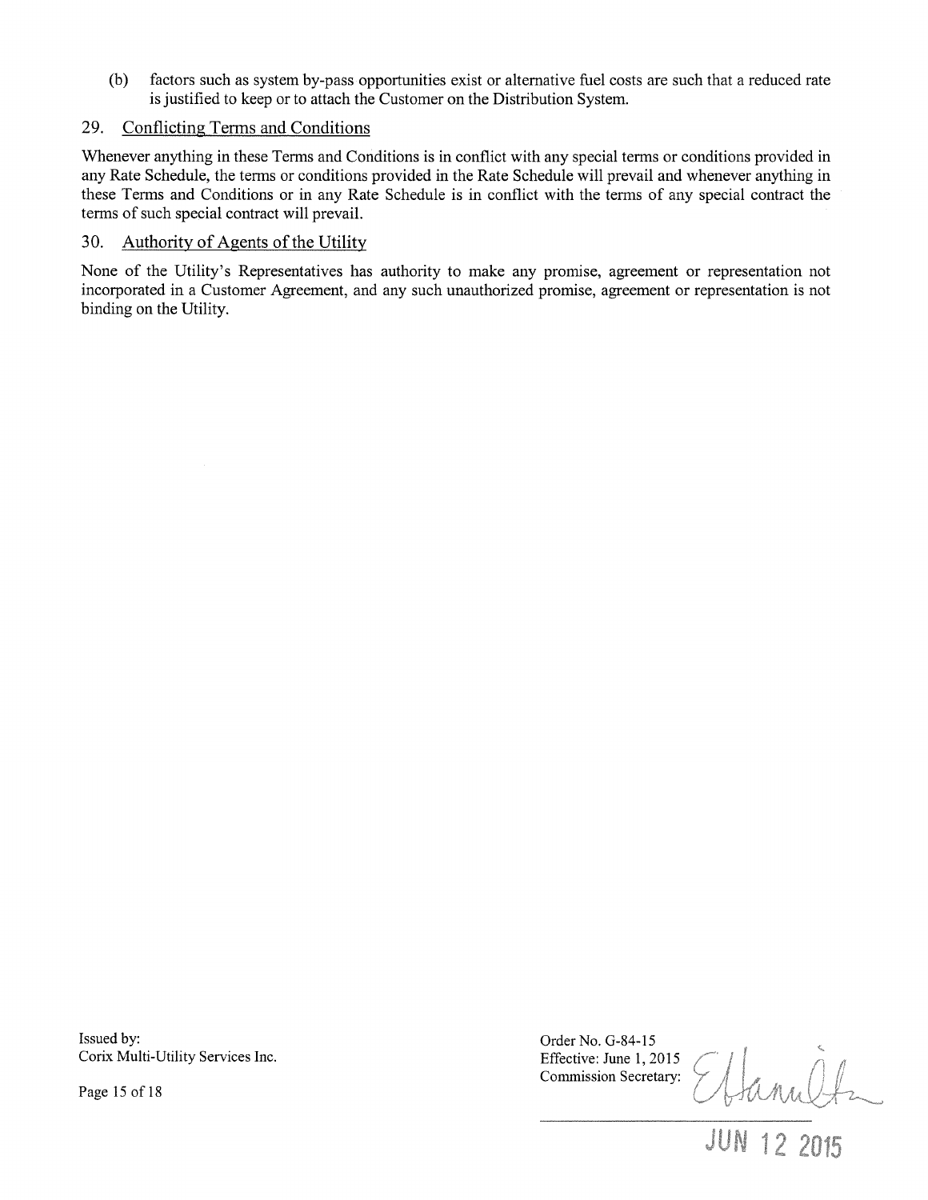(b) factors such as system by-pass opportunities exist or alternative fuel costs are such that a reduced rate is justified to keep or to attach the Customer on the Distribution System.

## 29. Conflicting Terms and Conditions

Whenever anything in these Terms and Conditions is in conflict with any special terms or conditions provided in any Rate Schedule, the terms or conditions provided in the Rate Schedule will prevail and whenever anything in these Terms and Conditions or in any Rate Schedule is in conflict with the terms of any special contract the terms of such special contract will prevail.

## 30. Authority of Agents of the Utility

None of the Utility's Representatives has authority to make any promise, agreement or representation not incorporated in a Customer Agreement, and any such unauthorized promise, agreement or representation is not binding on the Utility.

Issued by:
Corix Multi-Utility Services Inc.

Order No. G-84-15
Effective: June 1, 2015
Commission Secretary:

JUN 12 2015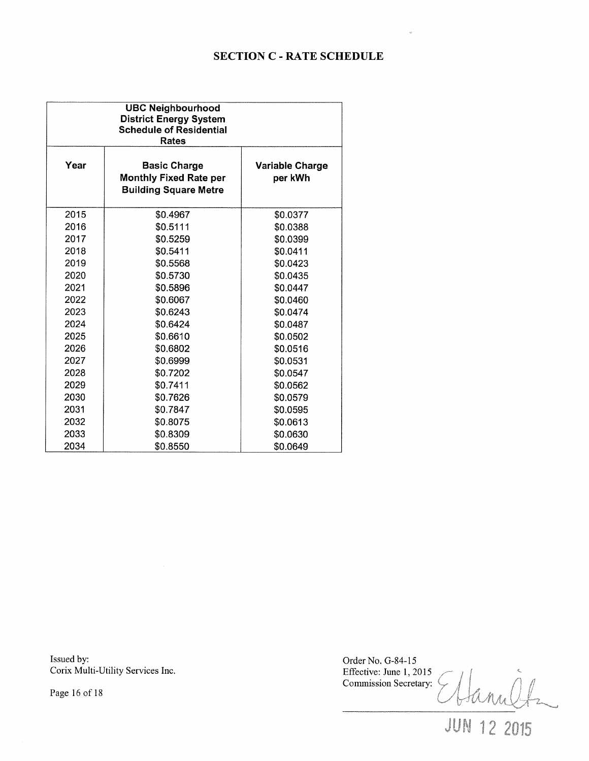# SECTION C - RATE SCHEDULE

| UBC Neighbourhood District Energy System Schedule of Residential Rates | | |
|---|---|---|
| **Year** | **Basic Charge Monthly Fixed Rate per Building Square Metre** | **Variable Charge per kWh** |
| 2015 | $0.4967 | $0.0377 |
| 2016 | $0.5111 | $0.0388 |
| 2017 | $0.5259 | $0.0399 |
| 2018 | $0.5411 | $0.0411 |
| 2019 | $0.5568 | $0.0423 |
| 2020 | $0.5730 | $0.0435 |
| 2021 | $0.5896 | $0.0447 |
| 2022 | $0.6067 | $0.0460 |
| 2023 | $0.6243 | $0.0474 |
| 2024 | $0.6424 | $0.0487 |
| 2025 | $0.6610 | $0.0502 |
| 2026 | $0.6802 | $0.0516 |
| 2027 | $0.6999 | $0.0531 |
| 2028 | $0.7202 | $0.0547 |
| 2029 | $0.7411 | $0.0562 |
| 2030 | $0.7626 | $0.0579 |
| 2031 | $0.7847 | $0.0595 |
| 2032 | $0.8075 | $0.0613 |
| 2033 | $0.8309 | $0.0630 |
| 2034 | $0.8550 | $0.0649 |

Issued by:
Corix Multi-Utility Services Inc.

Order No. G-84-15
Effective: June 1, 2015
Commission Secretary:

JUN 12 2015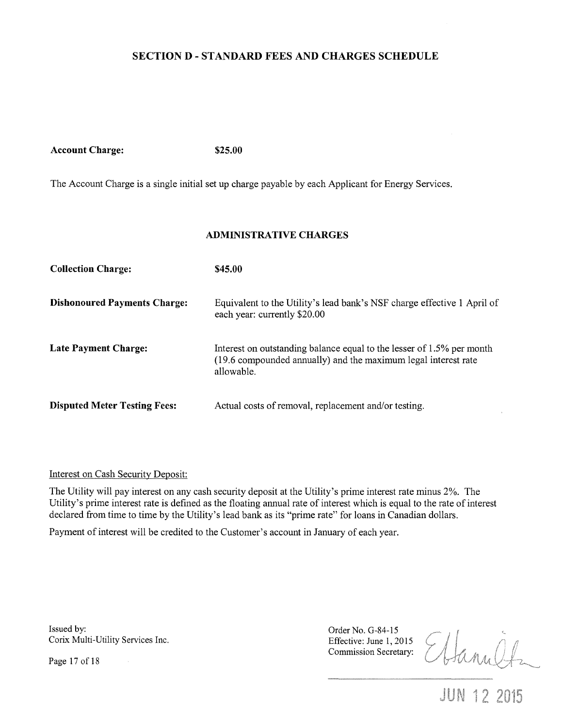# SECTION D - STANDARD FEES AND CHARGES SCHEDULE

**Account Charge:** **$25.00**

The Account Charge is a single initial set up charge payable by each Applicant for Energy Services.

## ADMINISTRATIVE CHARGES

| | |
|---|---|
| **Collection Charge:** | **$45.00** |
| **Dishonoured Payments Charge:** | Equivalent to the Utility's lead bank's NSF charge effective 1 April of each year: currently $20.00 |
| **Late Payment Charge:** | Interest on outstanding balance equal to the lesser of 1.5% per month (19.6 compounded annually) and the maximum legal interest rate allowable. |
| **Disputed Meter Testing Fees:** | Actual costs of removal, replacement and/or testing. |

Interest on Cash Security Deposit:

The Utility will pay interest on any cash security deposit at the Utility's prime interest rate minus 2%. The Utility's prime interest rate is defined as the floating annual rate of interest which is equal to the rate of interest declared from time to time by the Utility's lead bank as its "prime rate" for loans in Canadian dollars.

Payment of interest will be credited to the Customer's account in January of each year.

Issued by:
Corix Multi-Utility Services Inc.

Order No. G-84-15
Effective: June 1, 2015
Commission Secretary:

JUN 12 2015